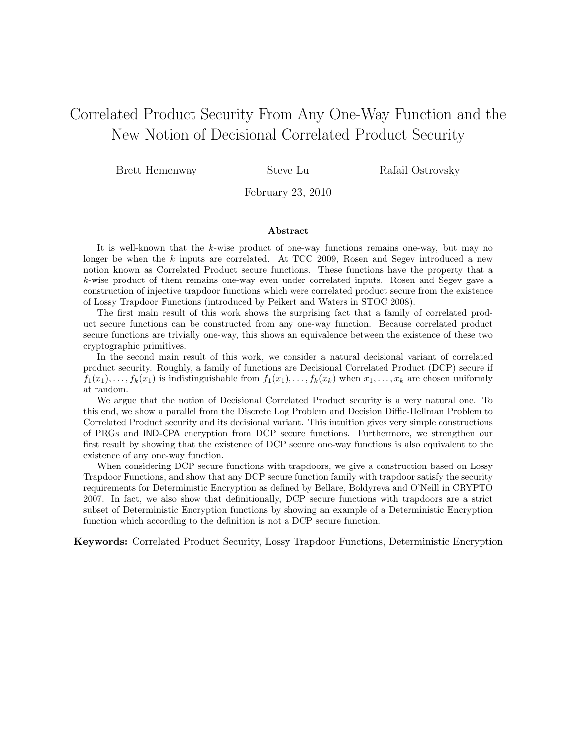# Correlated Product Security From Any One-Way Function and the New Notion of Decisional Correlated Product Security

Brett Hemenway Steve Lu Rafail Ostrovsky

February 23, 2010

### Abstract

It is well-known that the $k$-wise product of one-way functions remains one-way, but may no longer be when the $k$ inputs are correlated. At TCC 2009, Rosen and Segev introduced a new notion known as Correlated Product secure functions. These functions have the property that a $k$-wise product of them remains one-way even under correlated inputs. Rosen and Segev gave a construction of injective trapdoor functions which were correlated product secure from the existence of Lossy Trapdoor Functions (introduced by Peikert and Waters in STOC 2008).

The first main result of this work shows the surprising fact that a family of correlated product secure functions can be constructed from any one-way function. Because correlated product secure functions are trivially one-way, this shows an equivalence between the existence of these two cryptographic primitives.

In the second main result of this work, we consider a natural decisional variant of correlated product security. Roughly, a family of functions are Decisional Correlated Product (DCP) secure if $f_1(x_1), \ldots, f_k(x_1)$ is indistinguishable from $f_1(x_1), \ldots, f_k(x_k)$ when $x_1, \ldots, x_k$ are chosen uniformly at random.

We argue that the notion of Decisional Correlated Product security is a very natural one. To this end, we show a parallel from the Discrete Log Problem and Decision Diffie-Hellman Problem to Correlated Product security and its decisional variant. This intuition gives very simple constructions of PRGs and IND-CPA encryption from DCP secure functions. Furthermore, we strengthen our first result by showing that the existence of DCP secure one-way functions is also equivalent to the existence of any one-way function.

When considering DCP secure functions with trapdoors, we give a construction based on Lossy Trapdoor Functions, and show that any DCP secure function family with trapdoor satisfy the security requirements for Deterministic Encryption as defined by Bellare, Boldyreva and O'Neill in CRYPTO 2007. In fact, we also show that definitionally, DCP secure functions with trapdoors are a strict subset of Deterministic Encryption functions by showing an example of a Deterministic Encryption function which according to the definition is not a DCP secure function.

**Keywords:** Correlated Product Security, Lossy Trapdoor Functions, Deterministic Encryption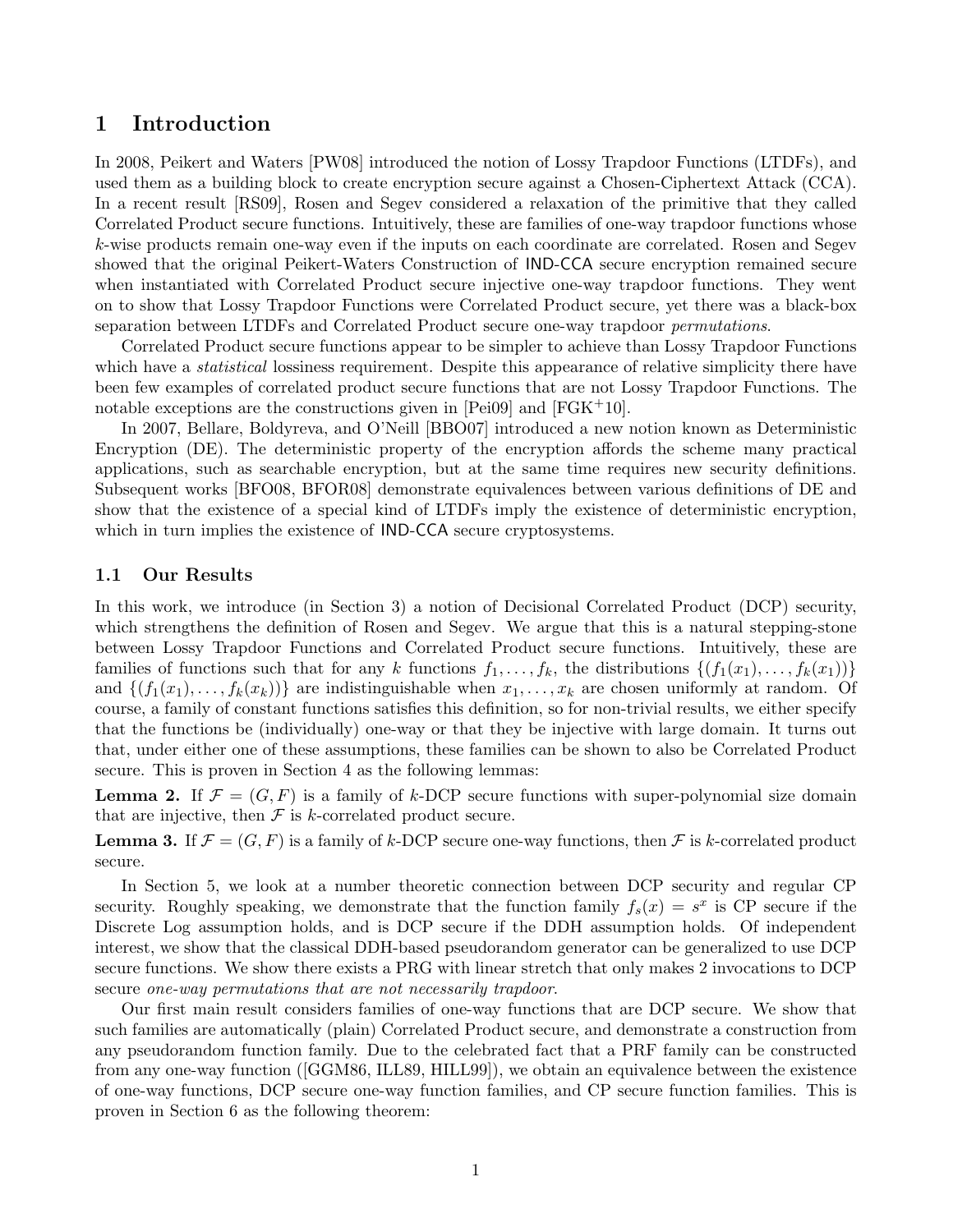# 1 Introduction

In 2008, Peikert and Waters [PW08] introduced the notion of Lossy Trapdoor Functions (LTDFs), and used them as a building block to create encryption secure against a Chosen-Ciphertext Attack (CCA). In a recent result [RS09], Rosen and Segev considered a relaxation of the primitive that they called Correlated Product secure functions. Intuitively, these are families of one-way trapdoor functions whose $k$-wise products remain one-way even if the inputs on each coordinate are correlated. Rosen and Segev showed that the original Peikert-Waters Construction of IND-CCA secure encryption remained secure when instantiated with Correlated Product secure injective one-way trapdoor functions. They went on to show that Lossy Trapdoor Functions were Correlated Product secure, yet there was a black-box separation between LTDFs and Correlated Product secure one-way trapdoor *permutations*.

Correlated Product secure functions appear to be simpler to achieve than Lossy Trapdoor Functions which have a *statistical* lossiness requirement. Despite this appearance of relative simplicity there have been few examples of correlated product secure functions that are not Lossy Trapdoor Functions. The notable exceptions are the constructions given in [Pei09] and [FGK+10].

In 2007, Bellare, Boldyreva, and O'Neill [BBO07] introduced a new notion known as Deterministic Encryption (DE). The deterministic property of the encryption affords the scheme many practical applications, such as searchable encryption, but at the same time requires new security definitions. Subsequent works [BFO08, BFOR08] demonstrate equivalences between various definitions of DE and show that the existence of a special kind of LTDFs imply the existence of deterministic encryption, which in turn implies the existence of IND-CCA secure cryptosystems.

## 1.1 Our Results

In this work, we introduce (in Section 3) a notion of Decisional Correlated Product (DCP) security, which strengthens the definition of Rosen and Segev. We argue that this is a natural stepping-stone between Lossy Trapdoor Functions and Correlated Product secure functions. Intuitively, these are families of functions such that for any $k$ functions $f_1, \ldots, f_k$, the distributions $\{(f_1(x_1), \ldots, f_k(x_1))\}$ and $\{(f_1(x_1), \ldots, f_k(x_k))\}$ are indistinguishable when $x_1, \ldots, x_k$ are chosen uniformly at random. Of course, a family of constant functions satisfies this definition, so for non-trivial results, we either specify that the functions be (individually) one-way or that they be injective with large domain. It turns out that, under either one of these assumptions, these families can be shown to also be Correlated Product secure. This is proven in Section 4 as the following lemmas:

**Lemma 2.** If $\mathcal{F} = (G, F)$ is a family of $k$-DCP secure functions with super-polynomial size domain that are injective, then $\mathcal{F}$ is $k$-correlated product secure.

**Lemma 3.** If $\mathcal{F} = (G, F)$ is a family of $k$-DCP secure one-way functions, then $\mathcal{F}$ is $k$-correlated product secure.

In Section 5, we look at a number theoretic connection between DCP security and regular CP security. Roughly speaking, we demonstrate that the function family $f_s(x) = s^x$ is CP secure if the Discrete Log assumption holds, and is DCP secure if the DDH assumption holds. Of independent interest, we show that the classical DDH-based pseudorandom generator can be generalized to use DCP secure functions. We show there exists a PRG with linear stretch that only makes 2 invocations to DCP secure *one-way permutations that are not necessarily trapdoor*.

Our first main result considers families of one-way functions that are DCP secure. We show that such families are automatically (plain) Correlated Product secure, and demonstrate a construction from any pseudorandom function family. Due to the celebrated fact that a PRF family can be constructed from any one-way function ([GGM86, ILL89, HILL99]), we obtain an equivalence between the existence of one-way functions, DCP secure one-way function families, and CP secure function families. This is proven in Section 6 as the following theorem: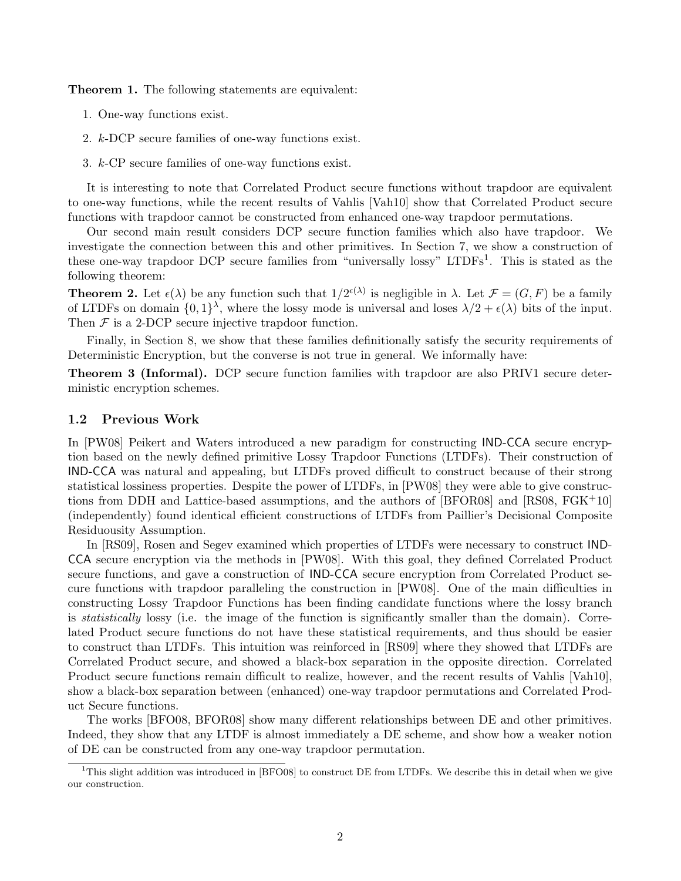**Theorem 1.** The following statements are equivalent:

1. One-way functions exist.
2. $k$-DCP secure families of one-way functions exist.
3. $k$-CP secure families of one-way functions exist.

It is interesting to note that Correlated Product secure functions without trapdoor are equivalent to one-way functions, while the recent results of Vahlis [Vah10] show that Correlated Product secure functions with trapdoor cannot be constructed from enhanced one-way trapdoor permutations.

Our second main result considers DCP secure function families which also have trapdoor. We investigate the connection between this and other primitives. In Section 7, we show a construction of these one-way trapdoor DCP secure families from "universally lossy" LTDFs[1]. This is stated as the following theorem:

**Theorem 2.** Let $\epsilon(\lambda)$ be any function such that $1/2^{\epsilon(\lambda)}$ is negligible in $\lambda$. Let $\mathcal{F} = (G, F)$ be a family of LTDFs on domain $\{0,1\}^\lambda$, where the lossy mode is universal and loses $\lambda/2 + \epsilon(\lambda)$ bits of the input. Then $\mathcal{F}$ is a 2-DCP secure injective trapdoor function.

Finally, in Section 8, we show that these families definitionally satisfy the security requirements of Deterministic Encryption, but the converse is not true in general. We informally have:

**Theorem 3 (Informal).** DCP secure function families with trapdoor are also PRIV1 secure deterministic encryption schemes.

## 1.2 Previous Work

In [PW08] Peikert and Waters introduced a new paradigm for constructing IND-CCA secure encryption based on the newly defined primitive Lossy Trapdoor Functions (LTDFs). Their construction of IND-CCA was natural and appealing, but LTDFs proved difficult to construct because of their strong statistical lossiness properties. Despite the power of LTDFs, in [PW08] they were able to give constructions from DDH and Lattice-based assumptions, and the authors of [BFOR08] and [RS08, FGK+10] (independently) found identical efficient constructions of LTDFs from Paillier's Decisional Composite Residuousity Assumption.

In [RS09], Rosen and Segev examined which properties of LTDFs were necessary to construct IND-CCA secure encryption via the methods in [PW08]. With this goal, they defined Correlated Product secure functions, and gave a construction of IND-CCA secure encryption from Correlated Product secure functions with trapdoor paralleling the construction in [PW08]. One of the main difficulties in constructing Lossy Trapdoor Functions has been finding candidate functions where the lossy branch is *statistically* lossy (i.e. the image of the function is significantly smaller than the domain). Correlated Product secure functions do not have these statistical requirements, and thus should be easier to construct than LTDFs. This intuition was reinforced in [RS09] where they showed that LTDFs are Correlated Product secure, and showed a black-box separation in the opposite direction. Correlated Product secure functions remain difficult to realize, however, and the recent results of Vahlis [Vah10], show a black-box separation between (enhanced) one-way trapdoor permutations and Correlated Product Secure functions.

The works [BFO08, BFOR08] show many different relationships between DE and other primitives. Indeed, they show that any LTDF is almost immediately a DE scheme, and show how a weaker notion of DE can be constructed from any one-way trapdoor permutation.

[1] This slight addition was introduced in [BFO08] to construct DE from LTDFs. We describe this in detail when we give our construction.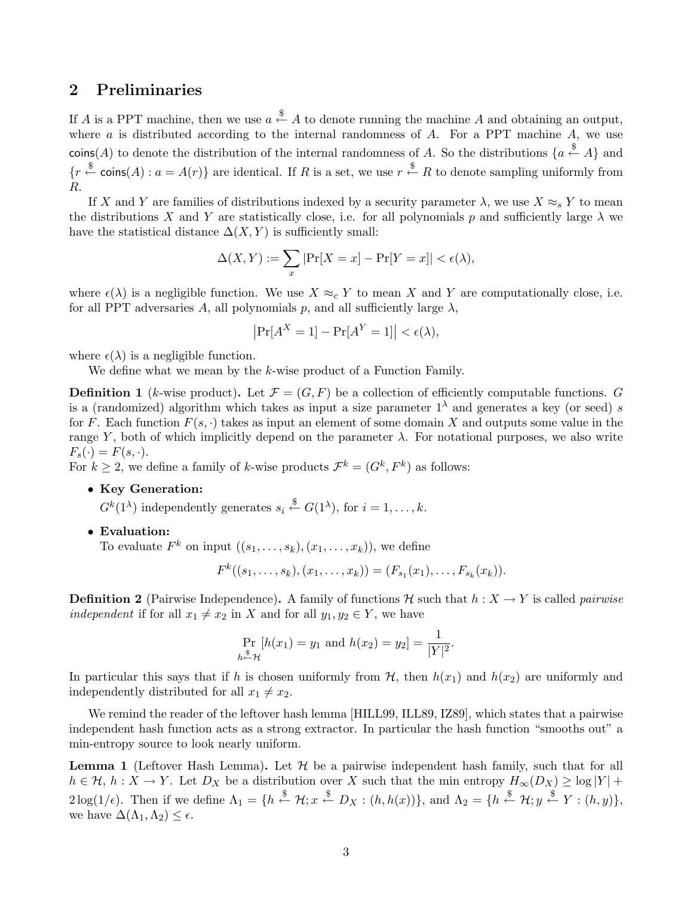## 2 Preliminaries

If $A$ is a PPT machine, then we use $a \xleftarrow{\$} A$ to denote running the machine $A$ and obtaining an output, where $a$ is distributed according to the internal randomness of $A$. For a PPT machine $A$, we use $\mathsf{coins}(A)$ to denote the distribution of the internal randomness of $A$. So the distributions $\{a \xleftarrow{\$} A\}$ and $\{r \xleftarrow{\$} \mathsf{coins}(A) : a = A(r)\}$ are identical. If $R$ is a set, we use $r \xleftarrow{\$} R$ to denote sampling uniformly from $R$.

If $X$ and $Y$ are families of distributions indexed by a security parameter $\lambda$, we use $X \approx_s Y$ to mean the distributions $X$ and $Y$ are statistically close, i.e. for all polynomials $p$ and sufficiently large $\lambda$ we have the statistical distance $\Delta(X, Y)$ is sufficiently small:

$$\Delta(X, Y) := \sum_x |\Pr[X = x] - \Pr[Y = x]| < \epsilon(\lambda),$$

where $\epsilon(\lambda)$ is a negligible function. We use $X \approx_c Y$ to mean $X$ and $Y$ are computationally close, i.e. for all PPT adversaries $A$, all polynomials $p$, and all sufficiently large $\lambda$,

$$\left|\Pr[A^X = 1] - \Pr[A^Y = 1]\right| < \epsilon(\lambda),$$

where $\epsilon(\lambda)$ is a negligible function.

We define what we mean by the $k$-wise product of a Function Family.

**Definition 1** ($k$-wise product)**.** Let $\mathcal{F} = (G, F)$ be a collection of efficiently computable functions. $G$ is a (randomized) algorithm which takes as input a size parameter $1^\lambda$ and generates a key (or seed) $s$ for $F$. Each function $F(s, \cdot)$ takes as input an element of some domain $X$ and outputs some value in the range $Y$, both of which implicitly depend on the parameter $\lambda$. For notational purposes, we also write $F_s(\cdot) = F(s, \cdot)$.
For $k \geq 2$, we define a family of $k$-wise products $\mathcal{F}^k = (G^k, F^k)$ as follows:

- **Key Generation:**
  $G^k(1^\lambda)$ independently generates $s_i \xleftarrow{\$} G(1^\lambda)$, for $i = 1, \ldots, k$.
- **Evaluation:**
  To evaluate $F^k$ on input $((s_1, \ldots, s_k), (x_1, \ldots, x_k))$, we define

$$F^k((s_1, \ldots, s_k), (x_1, \ldots, x_k)) = (F_{s_1}(x_1), \ldots, F_{s_k}(x_k)).$$

**Definition 2** (Pairwise Independence)**.** A family of functions $\mathcal{H}$ such that $h : X \to Y$ is called *pairwise independent* if for all $x_1 \neq x_2$ in $X$ and for all $y_1, y_2 \in Y$, we have

$$\Pr_{h \xleftarrow{\$} \mathcal{H}}[h(x_1) = y_1 \text{ and } h(x_2) = y_2] = \frac{1}{|Y|^2}.$$

In particular this says that if $h$ is chosen uniformly from $\mathcal{H}$, then $h(x_1)$ and $h(x_2)$ are uniformly and independently distributed for all $x_1 \neq x_2$.

We remind the reader of the leftover hash lemma [HILL99, ILL89, IZ89], which states that a pairwise independent hash function acts as a strong extractor. In particular the hash function "smooths out" a min-entropy source to look nearly uniform.

**Lemma 1** (Leftover Hash Lemma)**.** Let $\mathcal{H}$ be a pairwise independent hash family, such that for all $h \in \mathcal{H}$, $h : X \to Y$. Let $D_X$ be a distribution over $X$ such that the min entropy $H_\infty(D_X) \geq \log|Y| + 2\log(1/\epsilon)$. Then if we define $\Lambda_1 = \{h \xleftarrow{\$} \mathcal{H}; x \xleftarrow{\$} D_X : (h, h(x))\}$, and $\Lambda_2 = \{h \xleftarrow{\$} \mathcal{H}; y \xleftarrow{\$} Y : (h, y)\}$, we have $\Delta(\Lambda_1, \Lambda_2) \leq \epsilon$.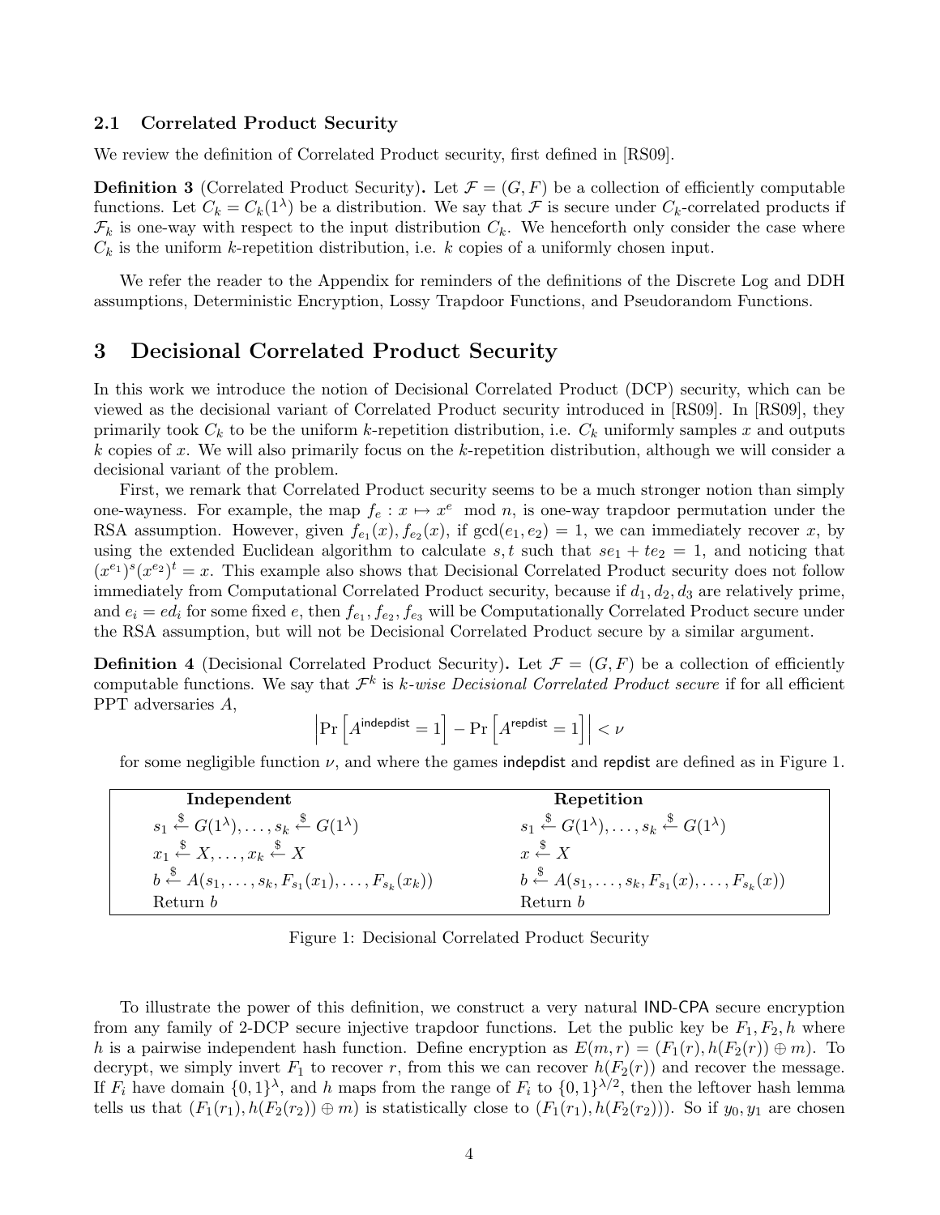### 2.1 Correlated Product Security

We review the definition of Correlated Product security, first defined in [RS09].

**Definition 3** (Correlated Product Security)**.** Let $\mathcal{F} = (G, F)$ be a collection of efficiently computable functions. Let $C_k = C_k(1^\lambda)$ be a distribution. We say that $\mathcal{F}$ is secure under $C_k$-correlated products if $\mathcal{F}_k$ is one-way with respect to the input distribution $C_k$. We henceforth only consider the case where $C_k$ is the uniform $k$-repetition distribution, i.e. $k$ copies of a uniformly chosen input.

We refer the reader to the Appendix for reminders of the definitions of the Discrete Log and DDH assumptions, Deterministic Encryption, Lossy Trapdoor Functions, and Pseudorandom Functions.

## 3 Decisional Correlated Product Security

In this work we introduce the notion of Decisional Correlated Product (DCP) security, which can be viewed as the decisional variant of Correlated Product security introduced in [RS09]. In [RS09], they primarily took $C_k$ to be the uniform $k$-repetition distribution, i.e. $C_k$ uniformly samples $x$ and outputs $k$ copies of $x$. We will also primarily focus on the $k$-repetition distribution, although we will consider a decisional variant of the problem.

First, we remark that Correlated Product security seems to be a much stronger notion than simply one-wayness. For example, the map $f_e : x \mapsto x^e \mod n$, is one-way trapdoor permutation under the RSA assumption. However, given $f_{e_1}(x), f_{e_2}(x)$, if $\gcd(e_1, e_2) = 1$, we can immediately recover $x$, by using the extended Euclidean algorithm to calculate $s, t$ such that $se_1 + te_2 = 1$, and noticing that $(x^{e_1})^s (x^{e_2})^t = x$. This example also shows that Decisional Correlated Product security does not follow immediately from Computational Correlated Product security, because if $d_1, d_2, d_3$ are relatively prime, and $e_i = ed_i$ for some fixed $e$, then $f_{e_1}, f_{e_2}, f_{e_3}$ will be Computationally Correlated Product secure under the RSA assumption, but will not be Decisional Correlated Product secure by a similar argument.

**Definition 4** (Decisional Correlated Product Security)**.** Let $\mathcal{F} = (G, F)$ be a collection of efficiently computable functions. We say that $\mathcal{F}^k$ is *$k$-wise Decisional Correlated Product secure* if for all efficient PPT adversaries $A$,

$$\left|\Pr\left[A^{\mathsf{indepdist}} = 1\right] - \Pr\left[A^{\mathsf{repdist}} = 1\right]\right| < \nu$$

for some negligible function $\nu$, and where the games indepdist and repdist are defined as in Figure 1.

| **Independent** | **Repetition** |
|---|---|
| $s_1 \xleftarrow{\$} G(1^\lambda), \ldots, s_k \xleftarrow{\$} G(1^\lambda)$ | $s_1 \xleftarrow{\$} G(1^\lambda), \ldots, s_k \xleftarrow{\$} G(1^\lambda)$ |
| $x_1 \xleftarrow{\$} X, \ldots, x_k \xleftarrow{\$} X$ | $x \xleftarrow{\$} X$ |
| $b \xleftarrow{\$} A(s_1, \ldots, s_k, F_{s_1}(x_1), \ldots, F_{s_k}(x_k))$ | $b \xleftarrow{\$} A(s_1, \ldots, s_k, F_{s_1}(x), \ldots, F_{s_k}(x))$ |
| Return $b$ | Return $b$ |

Figure 1: Decisional Correlated Product Security

To illustrate the power of this definition, we construct a very natural IND-CPA secure encryption from any family of 2-DCP secure injective trapdoor functions. Let the public key be $F_1, F_2, h$ where $h$ is a pairwise independent hash function. Define encryption as $E(m, r) = (F_1(r), h(F_2(r)) \oplus m)$. To decrypt, we simply invert $F_1$ to recover $r$, from this we can recover $h(F_2(r))$ and recover the message. If $F_i$ have domain $\{0,1\}^\lambda$, and $h$ maps from the range of $F_i$ to $\{0,1\}^{\lambda/2}$, then the leftover hash lemma tells us that $(F_1(r_1), h(F_2(r_2)) \oplus m)$ is statistically close to $(F_1(r_1), h(F_2(r_2)))$. So if $y_0, y_1$ are chosen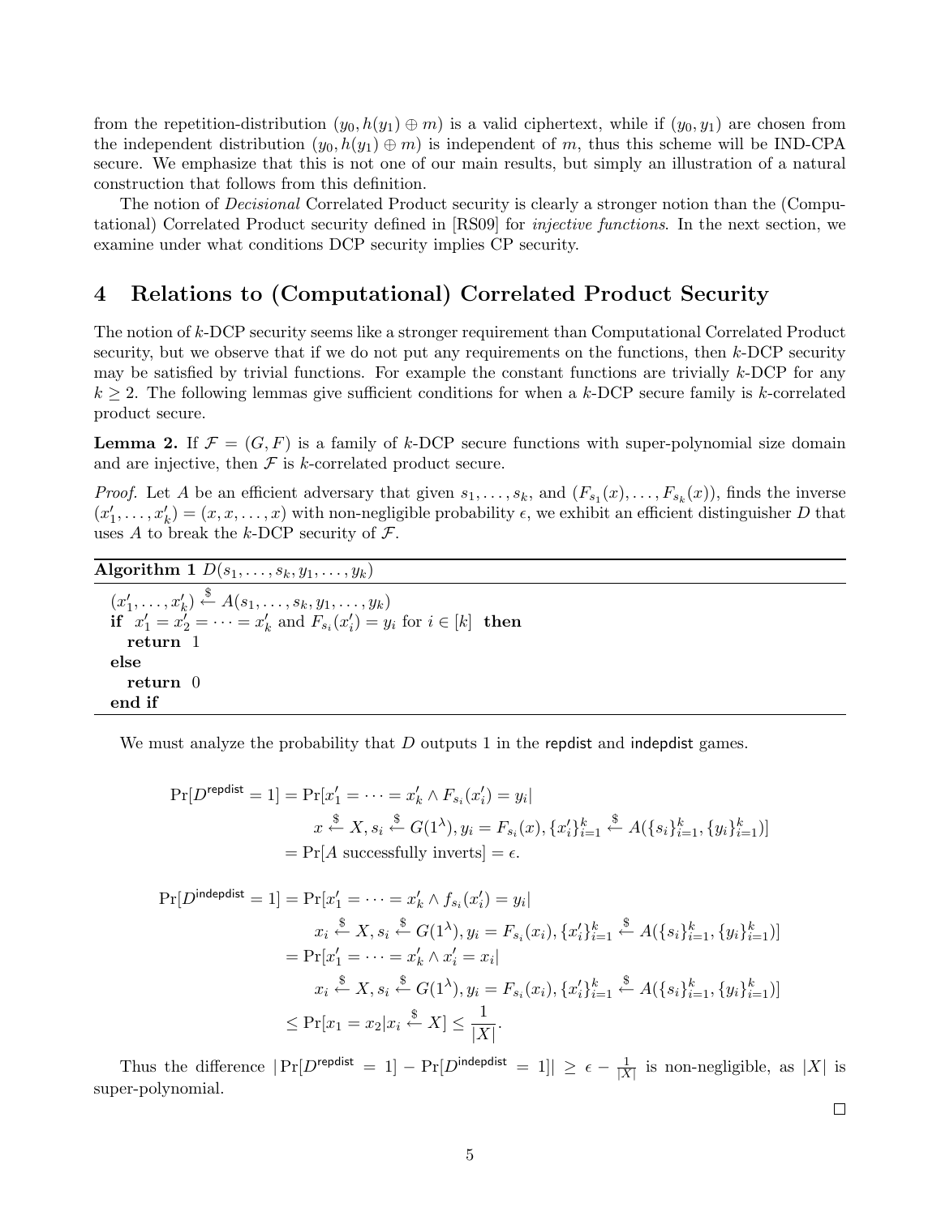from the repetition-distribution $(y_0, h(y_1) \oplus m)$ is a valid ciphertext, while if $(y_0, y_1)$ are chosen from the independent distribution $(y_0, h(y_1) \oplus m)$ is independent of $m$, thus this scheme will be IND-CPA secure. We emphasize that this is not one of our main results, but simply an illustration of a natural construction that follows from this definition.

The notion of *Decisional* Correlated Product security is clearly a stronger notion than the (Computational) Correlated Product security defined in [RS09] for *injective functions*. In the next section, we examine under what conditions DCP security implies CP security.

## 4 Relations to (Computational) Correlated Product Security

The notion of $k$-DCP security seems like a stronger requirement than Computational Correlated Product security, but we observe that if we do not put any requirements on the functions, then $k$-DCP security may be satisfied by trivial functions. For example the constant functions are trivially $k$-DCP for any $k \geq 2$. The following lemmas give sufficient conditions for when a $k$-DCP secure family is $k$-correlated product secure.

**Lemma 2.** If $\mathcal{F} = (G, F)$ is a family of $k$-DCP secure functions with super-polynomial size domain and are injective, then $\mathcal{F}$ is $k$-correlated product secure.

*Proof.* Let $A$ be an efficient adversary that given $s_1, \ldots, s_k$, and $(F_{s_1}(x), \ldots, F_{s_k}(x))$, finds the inverse $(x'_1, \ldots, x'_k) = (x, x, \ldots, x)$ with non-negligible probability $\epsilon$, we exhibit an efficient distinguisher $D$ that uses $A$ to break the $k$-DCP security of $\mathcal{F}$.

**Algorithm 1** $D(s_1, \ldots, s_k, y_1, \ldots, y_k)$

```
(x'_1, ..., x'_k) <-$ A(s_1, ..., s_k, y_1, ..., y_k)
if x'_1 = x'_2 = ··· = x'_k and F_{s_i}(x'_i) = y_i for i ∈ [k] then
    return 1
else
    return 0
end if
```

We must analyze the probability that $D$ outputs 1 in the repdist and indepdist games.

$$
\begin{aligned}
\Pr[D^{\mathsf{repdist}} = 1] &= \Pr[x'_1 = \cdots = x'_k \wedge F_{s_i}(x'_i) = y_i | \\
&\qquad x \xleftarrow{\$} X, s_i \xleftarrow{\$} G(1^\lambda), y_i = F_{s_i}(x), \{x'_i\}_{i=1}^k \xleftarrow{\$} A(\{s_i\}_{i=1}^k, \{y_i\}_{i=1}^k)] \\
&= \Pr[A \text{ successfully inverts}] = \epsilon.
\end{aligned}
$$

$$
\begin{aligned}
\Pr[D^{\mathsf{indepdist}} = 1] &= \Pr[x'_1 = \cdots = x'_k \wedge f_{s_i}(x'_i) = y_i | \\
&\qquad x_i \xleftarrow{\$} X, s_i \xleftarrow{\$} G(1^\lambda), y_i = F_{s_i}(x_i), \{x'_i\}_{i=1}^k \xleftarrow{\$} A(\{s_i\}_{i=1}^k, \{y_i\}_{i=1}^k)] \\
&= \Pr[x'_1 = \cdots = x'_k \wedge x'_i = x_i | \\
&\qquad x_i \xleftarrow{\$} X, s_i \xleftarrow{\$} G(1^\lambda), y_i = F_{s_i}(x_i), \{x'_i\}_{i=1}^k \xleftarrow{\$} A(\{s_i\}_{i=1}^k, \{y_i\}_{i=1}^k)] \\
&\leq \Pr[x_1 = x_2 | x_i \xleftarrow{\$} X] \leq \frac{1}{|X|}.
\end{aligned}
$$

Thus the difference $|\Pr[D^{\mathsf{repdist}} = 1] - \Pr[D^{\mathsf{indepdist}} = 1]| \geq \epsilon - \frac{1}{|X|}$ is non-negligible, as $|X|$ is super-polynomial.

□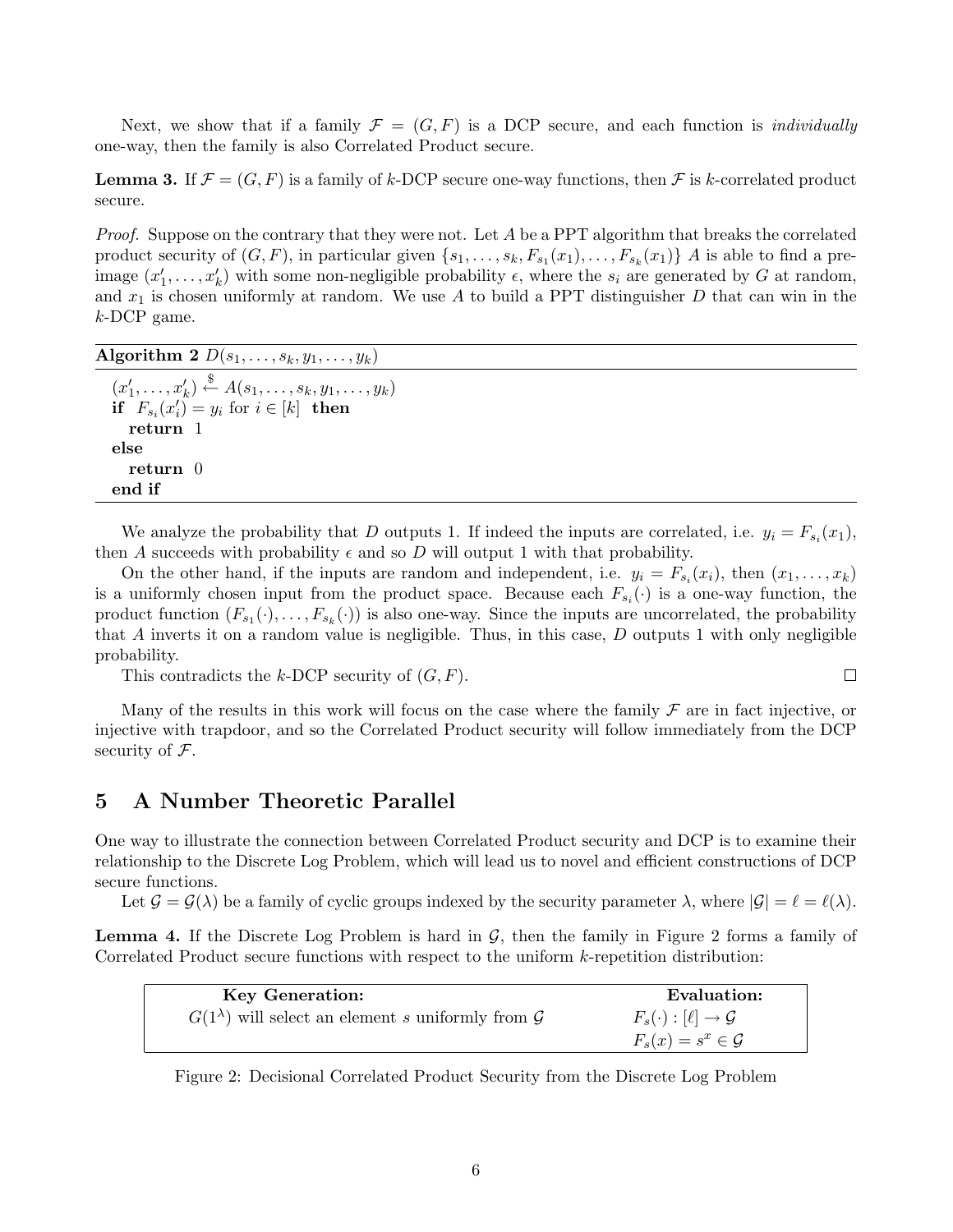Next, we show that if a family $\mathcal{F} = (G, F)$ is a DCP secure, and each function is *individually* one-way, then the family is also Correlated Product secure.

**Lemma 3.** If $\mathcal{F} = (G, F)$ is a family of $k$-DCP secure one-way functions, then $\mathcal{F}$ is $k$-correlated product secure.

*Proof.* Suppose on the contrary that they were not. Let $A$ be a PPT algorithm that breaks the correlated product security of $(G, F)$, in particular given $\{s_1, \ldots, s_k, F_{s_1}(x_1), \ldots, F_{s_k}(x_1)\}$ $A$ is able to find a pre-image $(x'_1, \ldots, x'_k)$ with some non-negligible probability $\epsilon$, where the $s_i$ are generated by $G$ at random, and $x_1$ is chosen uniformly at random. We use $A$ to build a PPT distinguisher $D$ that can win in the $k$-DCP game.

**Algorithm 2** $D(s_1, \ldots, s_k, y_1, \ldots, y_k)$

```
(x'_1, ..., x'_k) <-$- A(s_1, ..., s_k, y_1, ..., y_k)
if F_{s_i}(x'_i) = y_i for i ∈ [k] then
  return 1
else
  return 0
end if
```

We analyze the probability that $D$ outputs 1. If indeed the inputs are correlated, i.e. $y_i = F_{s_i}(x_1)$, then $A$ succeeds with probability $\epsilon$ and so $D$ will output 1 with that probability.

On the other hand, if the inputs are random and independent, i.e. $y_i = F_{s_i}(x_i)$, then $(x_1, \ldots, x_k)$ is a uniformly chosen input from the product space. Because each $F_{s_i}(\cdot)$ is a one-way function, the product function $(F_{s_1}(\cdot), \ldots, F_{s_k}(\cdot))$ is also one-way. Since the inputs are uncorrelated, the probability that $A$ inverts it on a random value is negligible. Thus, in this case, $D$ outputs 1 with only negligible probability.

This contradicts the $k$-DCP security of $(G, F)$. $\square$

Many of the results in this work will focus on the case where the family $\mathcal{F}$ are in fact injective, or injective with trapdoor, and so the Correlated Product security will follow immediately from the DCP security of $\mathcal{F}$.

# 5 A Number Theoretic Parallel

One way to illustrate the connection between Correlated Product security and DCP is to examine their relationship to the Discrete Log Problem, which will lead us to novel and efficient constructions of DCP secure functions.

Let $\mathcal{G} = \mathcal{G}(\lambda)$ be a family of cyclic groups indexed by the security parameter $\lambda$, where $|\mathcal{G}| = \ell = \ell(\lambda)$.

**Lemma 4.** If the Discrete Log Problem is hard in $\mathcal{G}$, then the family in Figure 2 forms a family of Correlated Product secure functions with respect to the uniform $k$-repetition distribution:

| **Key Generation:** | **Evaluation:** |
|---|---|
| $G(1^\lambda)$ will select an element $s$ uniformly from $\mathcal{G}$ | $F_s(\cdot) : [\ell] \to \mathcal{G}$ |
| | $F_s(x) = s^x \in \mathcal{G}$ |

Figure 2: Decisional Correlated Product Security from the Discrete Log Problem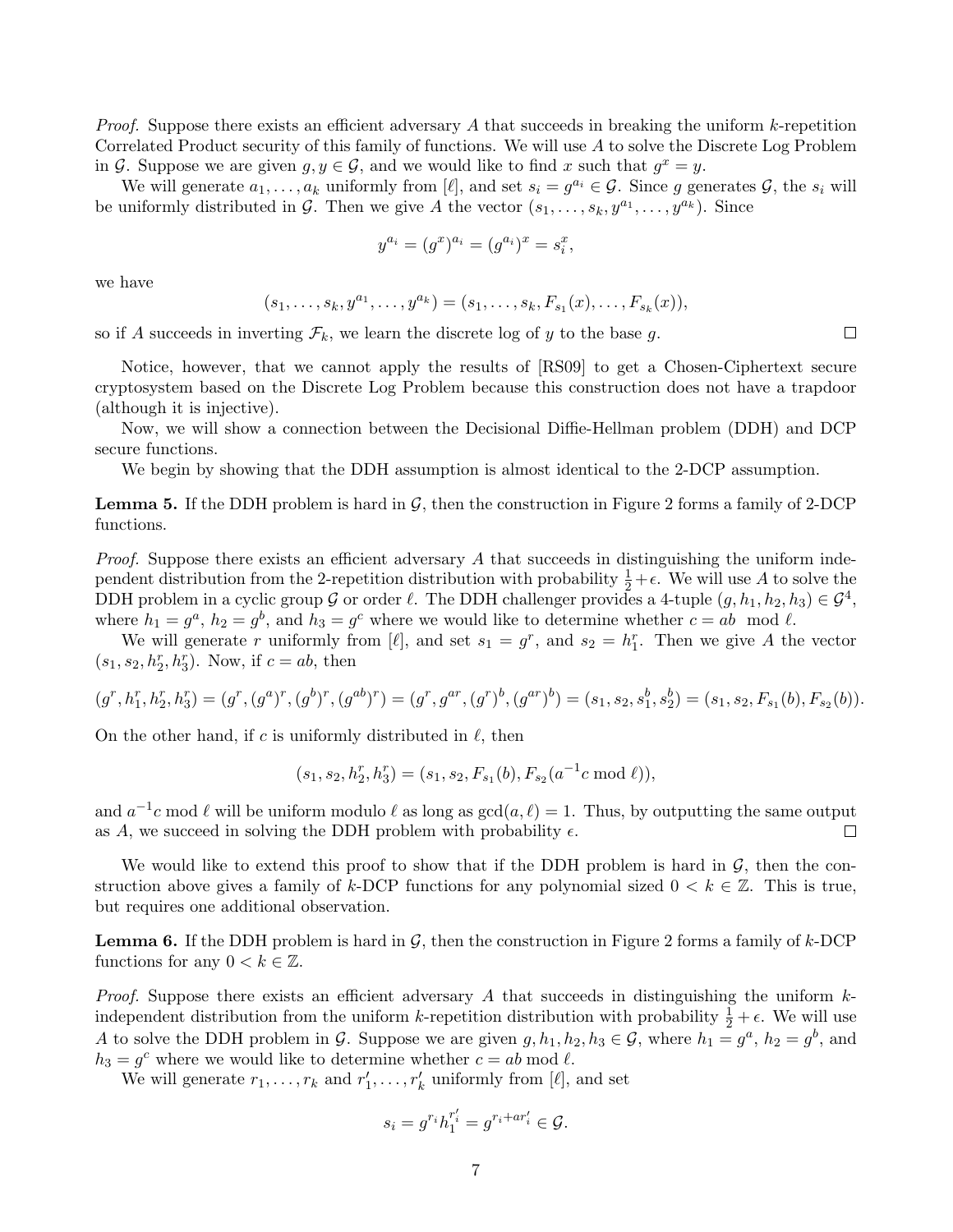*Proof.* Suppose there exists an efficient adversary $A$ that succeeds in breaking the uniform $k$-repetition Correlated Product security of this family of functions. We will use $A$ to solve the Discrete Log Problem in $\mathcal{G}$. Suppose we are given $g, y \in \mathcal{G}$, and we would like to find $x$ such that $g^x = y$.

We will generate $a_1, \ldots, a_k$ uniformly from $[\ell]$, and set $s_i = g^{a_i} \in \mathcal{G}$. Since $g$ generates $\mathcal{G}$, the $s_i$ will be uniformly distributed in $\mathcal{G}$. Then we give $A$ the vector $(s_1, \ldots, s_k, y^{a_1}, \ldots, y^{a_k})$. Since

$$y^{a_i} = (g^x)^{a_i} = (g^{a_i})^x = s_i^x,$$

we have

$$(s_1, \ldots, s_k, y^{a_1}, \ldots, y^{a_k}) = (s_1, \ldots, s_k, F_{s_1}(x), \ldots, F_{s_k}(x)),$$

so if $A$ succeeds in inverting $\mathcal{F}_k$, we learn the discrete log of $y$ to the base $g$. □

Notice, however, that we cannot apply the results of [RS09] to get a Chosen-Ciphertext secure cryptosystem based on the Discrete Log Problem because this construction does not have a trapdoor (although it is injective).

Now, we will show a connection between the Decisional Diffie-Hellman problem (DDH) and DCP secure functions.

We begin by showing that the DDH assumption is almost identical to the 2-DCP assumption.

**Lemma 5.** *If the DDH problem is hard in $\mathcal{G}$, then the construction in Figure 2 forms a family of 2-DCP functions.*

*Proof.* Suppose there exists an efficient adversary $A$ that succeeds in distinguishing the uniform independent distribution from the 2-repetition distribution with probability $\frac{1}{2} + \epsilon$. We will use $A$ to solve the DDH problem in a cyclic group $\mathcal{G}$ or order $\ell$. The DDH challenger provides a 4-tuple $(g, h_1, h_2, h_3) \in \mathcal{G}^4$, where $h_1 = g^a$, $h_2 = g^b$, and $h_3 = g^c$ where we would like to determine whether $c = ab \mod \ell$.

We will generate $r$ uniformly from $[\ell]$, and set $s_1 = g^r$, and $s_2 = h_1^r$. Then we give $A$ the vector $(s_1, s_2, h_2^r, h_3^r)$. Now, if $c = ab$, then

$$(g^r, h_1^r, h_2^r, h_3^r) = (g^r, (g^a)^r, (g^b)^r, (g^{ab})^r) = (g^r, g^{ar}, (g^r)^b, (g^{ar})^b) = (s_1, s_2, s_1^b, s_2^b) = (s_1, s_2, F_{s_1}(b), F_{s_2}(b)).$$

On the other hand, if $c$ is uniformly distributed in $\ell$, then

$$(s_1, s_2, h_2^r, h_3^r) = (s_1, s_2, F_{s_1}(b), F_{s_2}(a^{-1}c \bmod \ell)),$$

and $a^{-1}c \bmod \ell$ will be uniform modulo $\ell$ as long as $\gcd(a, \ell) = 1$. Thus, by outputting the same output as $A$, we succeed in solving the DDH problem with probability $\epsilon$. □

We would like to extend this proof to show that if the DDH problem is hard in $\mathcal{G}$, then the construction above gives a family of $k$-DCP functions for any polynomial sized $0 < k \in \mathbb{Z}$. This is true, but requires one additional observation.

**Lemma 6.** *If the DDH problem is hard in $\mathcal{G}$, then the construction in Figure 2 forms a family of $k$-DCP functions for any $0 < k \in \mathbb{Z}$.*

*Proof.* Suppose there exists an efficient adversary $A$ that succeeds in distinguishing the uniform $k$-independent distribution from the uniform $k$-repetition distribution with probability $\frac{1}{2} + \epsilon$. We will use $A$ to solve the DDH problem in $\mathcal{G}$. Suppose we are given $g, h_1, h_2, h_3 \in \mathcal{G}$, where $h_1 = g^a$, $h_2 = g^b$, and $h_3 = g^c$ where we would like to determine whether $c = ab \bmod \ell$.

We will generate $r_1, \ldots, r_k$ and $r'_1, \ldots, r'_k$ uniformly from $[\ell]$, and set

$$s_i = g^{r_i} h_1^{r'_i} = g^{r_i + ar'_i} \in \mathcal{G}.$$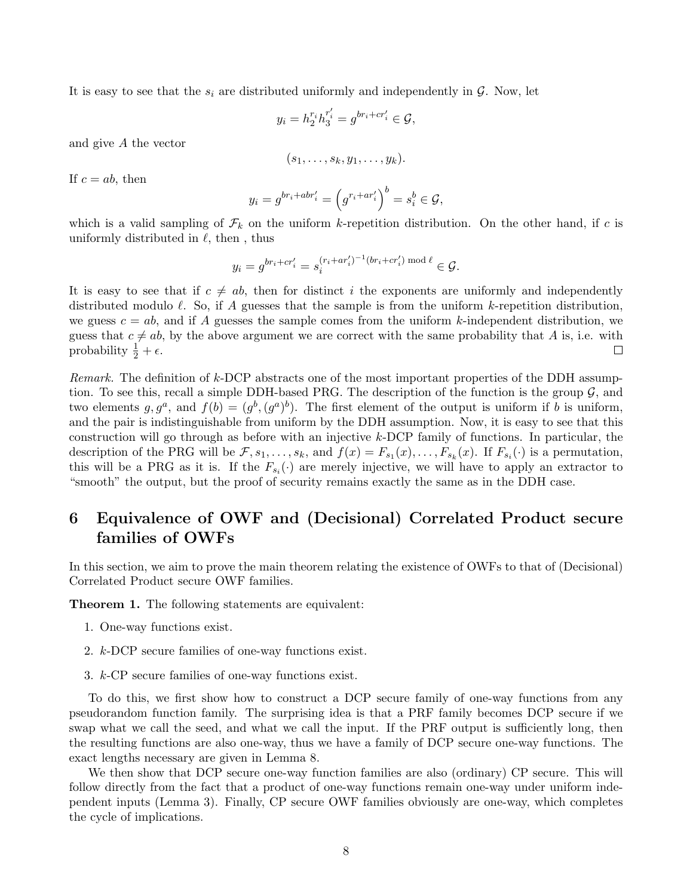It is easy to see that the $s_i$ are distributed uniformly and independently in $\mathcal{G}$. Now, let

$$y_i = h_2^{r_i} h_3^{r'_i} = g^{br_i + cr'_i} \in \mathcal{G},$$

and give $A$ the vector

$$(s_1, \ldots, s_k, y_1, \ldots, y_k).$$

If $c = ab$, then

$$y_i = g^{br_i + abr'_i} = \left(g^{r_i + ar'_i}\right)^b = s_i^b \in \mathcal{G},$$

which is a valid sampling of $\mathcal{F}_k$ on the uniform $k$-repetition distribution. On the other hand, if $c$ is uniformly distributed in $\ell$, then , thus

$$y_i = g^{br_i + cr'_i} = s_i^{(r_i + ar'_i)^{-1}(br_i + cr'_i) \bmod \ell} \in \mathcal{G}.$$

It is easy to see that if $c \neq ab$, then for distinct $i$ the exponents are uniformly and independently distributed modulo $\ell$. So, if $A$ guesses that the sample is from the uniform $k$-repetition distribution, we guess $c = ab$, and if $A$ guesses the sample comes from the uniform $k$-independent distribution, we guess that $c \neq ab$, by the above argument we are correct with the same probability that $A$ is, i.e. with probability $\frac{1}{2} + \epsilon$. □

*Remark.* The definition of $k$-DCP abstracts one of the most important properties of the DDH assumption. To see this, recall a simple DDH-based PRG. The description of the function is the group $\mathcal{G}$, and two elements $g, g^a$, and $f(b) = (g^b, (g^a)^b)$. The first element of the output is uniform if $b$ is uniform, and the pair is indistinguishable from uniform by the DDH assumption. Now, it is easy to see that this construction will go through as before with an injective $k$-DCP family of functions. In particular, the description of the PRG will be $\mathcal{F}, s_1, \ldots, s_k$, and $f(x) = F_{s_1}(x), \ldots, F_{s_k}(x)$. If $F_{s_i}(\cdot)$ is a permutation, this will be a PRG as it is. If the $F_{s_i}(\cdot)$ are merely injective, we will have to apply an extractor to "smooth" the output, but the proof of security remains exactly the same as in the DDH case.

# 6 Equivalence of OWF and (Decisional) Correlated Product secure families of OWFs

In this section, we aim to prove the main theorem relating the existence of OWFs to that of (Decisional) Correlated Product secure OWF families.

**Theorem 1.** The following statements are equivalent:

1. One-way functions exist.
2. $k$-DCP secure families of one-way functions exist.
3. $k$-CP secure families of one-way functions exist.

To do this, we first show how to construct a DCP secure family of one-way functions from any pseudorandom function family. The surprising idea is that a PRF family becomes DCP secure if we swap what we call the seed, and what we call the input. If the PRF output is sufficiently long, then the resulting functions are also one-way, thus we have a family of DCP secure one-way functions. The exact lengths necessary are given in Lemma 8.

We then show that DCP secure one-way function families are also (ordinary) CP secure. This will follow directly from the fact that a product of one-way functions remain one-way under uniform independent inputs (Lemma 3). Finally, CP secure OWF families obviously are one-way, which completes the cycle of implications.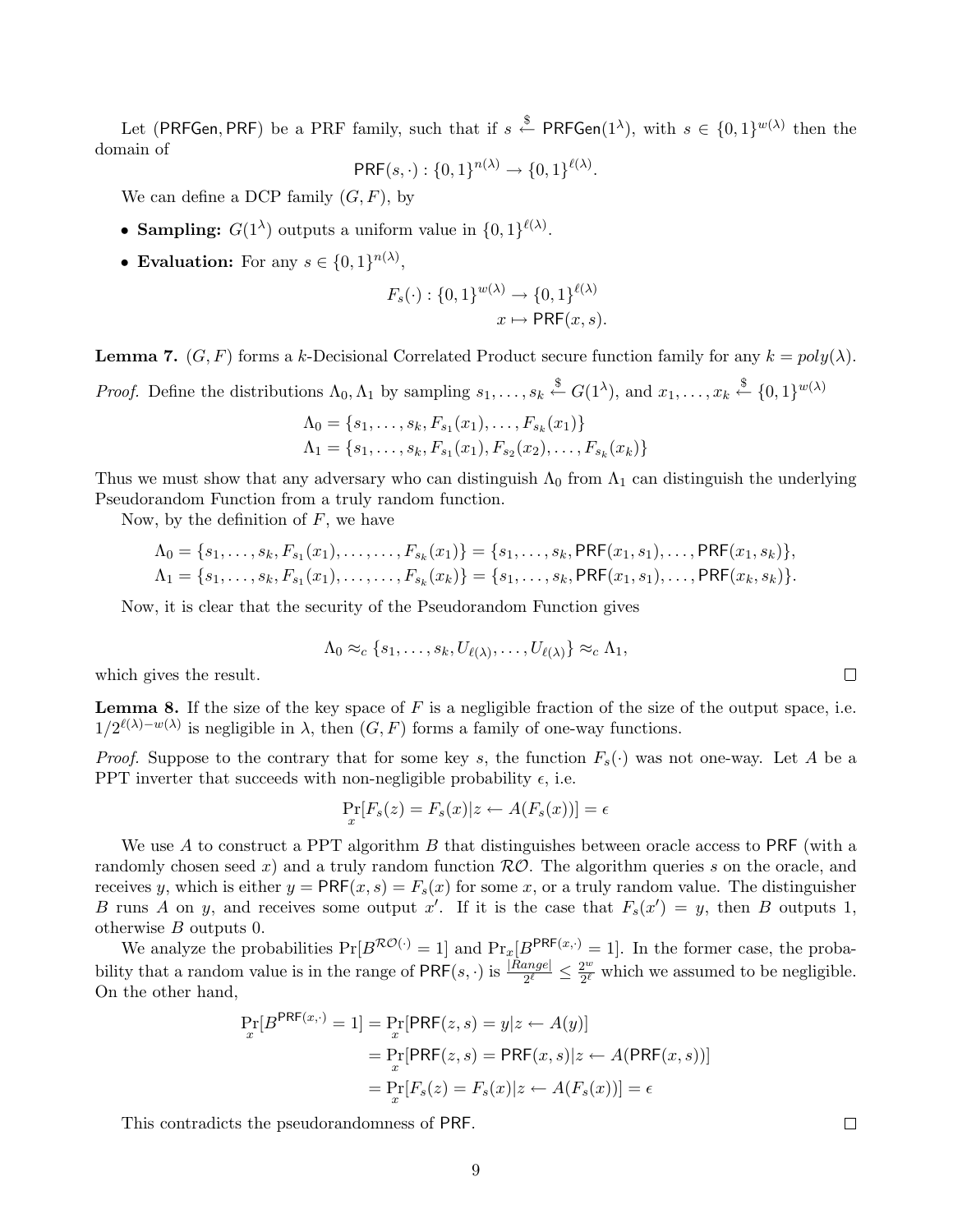Let (PRFGen, PRF) be a PRF family, such that if $s \xleftarrow{\$} \mathsf{PRFGen}(1^\lambda)$, with $s \in \{0,1\}^{w(\lambda)}$ then the domain of

$$\mathsf{PRF}(s,\cdot) : \{0,1\}^{n(\lambda)} \to \{0,1\}^{\ell(\lambda)}.$$

We can define a DCP family $(G, F)$, by

- **Sampling:** $G(1^\lambda)$ outputs a uniform value in $\{0,1\}^{\ell(\lambda)}$.
- **Evaluation:** For any $s \in \{0,1\}^{n(\lambda)}$,

$$\begin{aligned} F_s(\cdot) : \{0,1\}^{w(\lambda)} &\to \{0,1\}^{\ell(\lambda)} \\ x &\mapsto \mathsf{PRF}(x, s). \end{aligned}$$

**Lemma 7.** $(G, F)$ forms a $k$-Decisional Correlated Product secure function family for any $k = poly(\lambda)$.

*Proof.* Define the distributions $\Lambda_0, \Lambda_1$ by sampling $s_1, \ldots, s_k \xleftarrow{\$} G(1^\lambda)$, and $x_1, \ldots, x_k \xleftarrow{\$} \{0,1\}^{w(\lambda)}$

$$\begin{aligned} \Lambda_0 &= \{s_1, \ldots, s_k, F_{s_1}(x_1), \ldots, F_{s_k}(x_1)\} \\ \Lambda_1 &= \{s_1, \ldots, s_k, F_{s_1}(x_1), F_{s_2}(x_2), \ldots, F_{s_k}(x_k)\} \end{aligned}$$

Thus we must show that any adversary who can distinguish $\Lambda_0$ from $\Lambda_1$ can distinguish the underlying Pseudorandom Function from a truly random function.

Now, by the definition of $F$, we have

$$\begin{aligned} \Lambda_0 &= \{s_1, \ldots, s_k, F_{s_1}(x_1), \ldots, \ldots, F_{s_k}(x_1)\} = \{s_1, \ldots, s_k, \mathsf{PRF}(x_1, s_1), \ldots, \mathsf{PRF}(x_1, s_k)\}, \\ \Lambda_1 &= \{s_1, \ldots, s_k, F_{s_1}(x_1), \ldots, \ldots, F_{s_k}(x_k)\} = \{s_1, \ldots, s_k, \mathsf{PRF}(x_1, s_1), \ldots, \mathsf{PRF}(x_k, s_k)\}. \end{aligned}$$

Now, it is clear that the security of the Pseudorandom Function gives

$$\Lambda_0 \approx_c \{s_1, \ldots, s_k, U_{\ell(\lambda)}, \ldots, U_{\ell(\lambda)}\} \approx_c \Lambda_1,$$

which gives the result. $\square$

**Lemma 8.** If the size of the key space of $F$ is a negligible fraction of the size of the output space, i.e. $1/2^{\ell(\lambda) - w(\lambda)}$ is negligible in $\lambda$, then $(G, F)$ forms a family of one-way functions.

*Proof.* Suppose to the contrary that for some key $s$, the function $F_s(\cdot)$ was not one-way. Let $A$ be a PPT inverter that succeeds with non-negligible probability $\epsilon$, i.e.

$$\Pr_x[F_s(z) = F_s(x) | z \leftarrow A(F_s(x))] = \epsilon$$

We use $A$ to construct a PPT algorithm $B$ that distinguishes between oracle access to PRF (with a randomly chosen seed $x$) and a truly random function $\mathcal{RO}$. The algorithm queries $s$ on the oracle, and receives $y$, which is either $y = \mathsf{PRF}(x, s) = F_s(x)$ for some $x$, or a truly random value. The distinguisher $B$ runs $A$ on $y$, and receives some output $x'$. If it is the case that $F_s(x') = y$, then $B$ outputs 1, otherwise $B$ outputs 0.

We analyze the probabilities $\Pr[B^{\mathcal{RO}(\cdot)} = 1]$ and $\Pr_x[B^{\mathsf{PRF}(x,\cdot)} = 1]$. In the former case, the probability that a random value is in the range of $\mathsf{PRF}(s, \cdot)$ is $\frac{|Range|}{2^\ell} \leq \frac{2^w}{2^\ell}$ which we assumed to be negligible. On the other hand,

$$\begin{aligned} \Pr_x[B^{\mathsf{PRF}(x,\cdot)} = 1] &= \Pr_x[\mathsf{PRF}(z, s) = y | z \leftarrow A(y)] \\ &= \Pr_x[\mathsf{PRF}(z, s) = \mathsf{PRF}(x, s) | z \leftarrow A(\mathsf{PRF}(x, s))] \\ &= \Pr_x[F_s(z) = F_s(x) | z \leftarrow A(F_s(x))] = \epsilon \end{aligned}$$

This contradicts the pseudorandomness of PRF. $\square$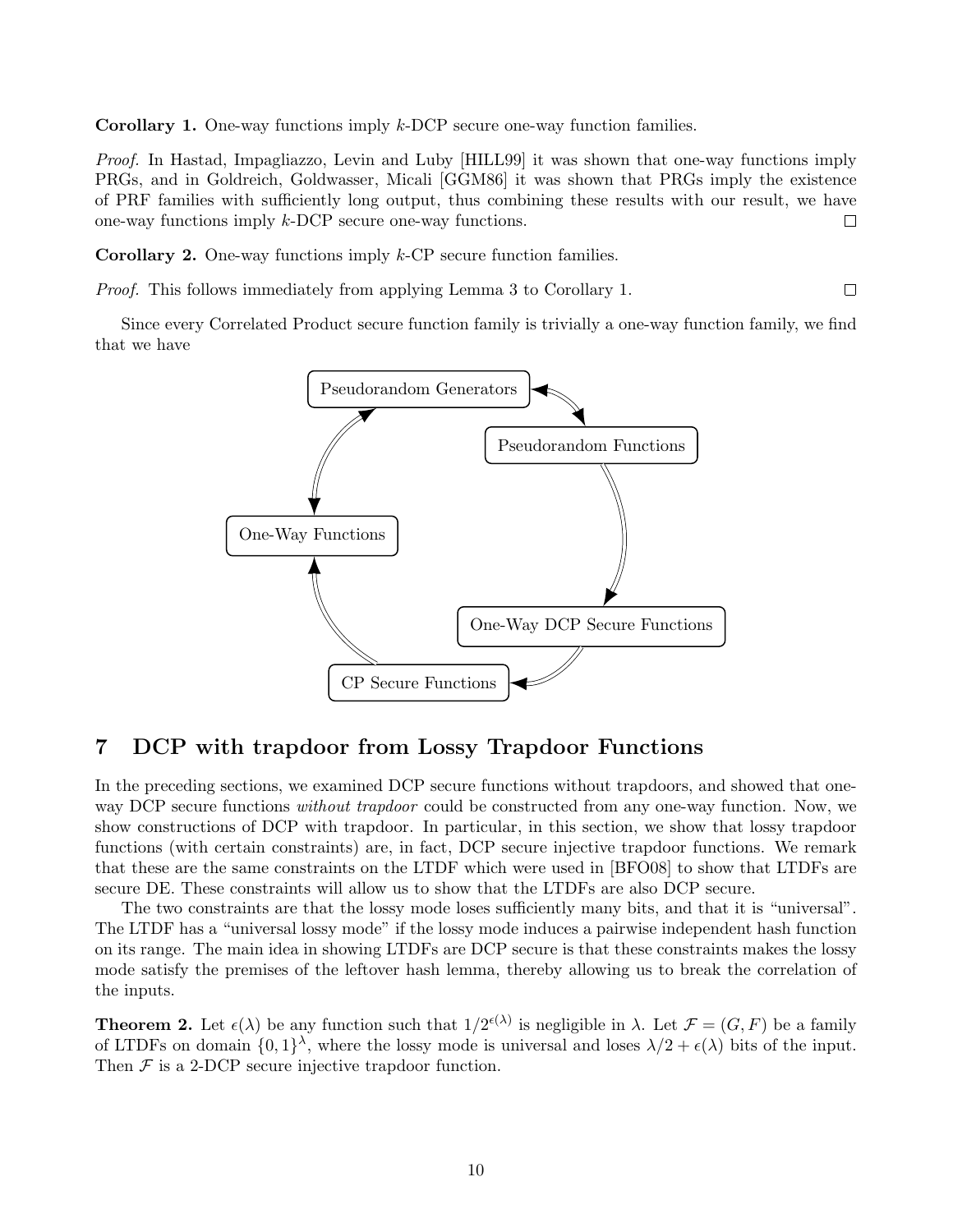**Corollary 1.** One-way functions imply $k$-DCP secure one-way function families.

*Proof.* In Hastad, Impagliazzo, Levin and Luby [HILL99] it was shown that one-way functions imply PRGs, and in Goldreich, Goldwasser, Micali [GGM86] it was shown that PRGs imply the existence of PRF families with sufficiently long output, thus combining these results with our result, we have one-way functions imply $k$-DCP secure one-way functions. □

**Corollary 2.** One-way functions imply $k$-CP secure function families.

*Proof.* This follows immediately from applying Lemma 3 to Corollary 1. □

Since every Correlated Product secure function family is trivially a one-way function family, we find that we have

Pseudorandom Generators ⟺ Pseudorandom Functions

Pseudorandom Functions ⟹ One-Way DCP Secure Functions

One-Way DCP Secure Functions ⟹ CP Secure Functions

CP Secure Functions ⟹ One-Way Functions

One-Way Functions ⟺ Pseudorandom Generators

## 7 DCP with trapdoor from Lossy Trapdoor Functions

In the preceding sections, we examined DCP secure functions without trapdoors, and showed that one-way DCP secure functions *without trapdoor* could be constructed from any one-way function. Now, we show constructions of DCP with trapdoor. In particular, in this section, we show that lossy trapdoor functions (with certain constraints) are, in fact, DCP secure injective trapdoor functions. We remark that these are the same constraints on the LTDF which were used in [BFO08] to show that LTDFs are secure DE. These constraints will allow us to show that the LTDFs are also DCP secure.

The two constraints are that the lossy mode loses sufficiently many bits, and that it is "universal". The LTDF has a "universal lossy mode" if the lossy mode induces a pairwise independent hash function on its range. The main idea in showing LTDFs are DCP secure is that these constraints makes the lossy mode satisfy the premises of the leftover hash lemma, thereby allowing us to break the correlation of the inputs.

**Theorem 2.** Let $\epsilon(\lambda)$ be any function such that $1/2^{\epsilon(\lambda)}$ is negligible in $\lambda$. Let $\mathcal{F} = (G, F)$ be a family of LTDFs on domain $\{0,1\}^\lambda$, where the lossy mode is universal and loses $\lambda/2 + \epsilon(\lambda)$ bits of the input. Then $\mathcal{F}$ is a 2-DCP secure injective trapdoor function.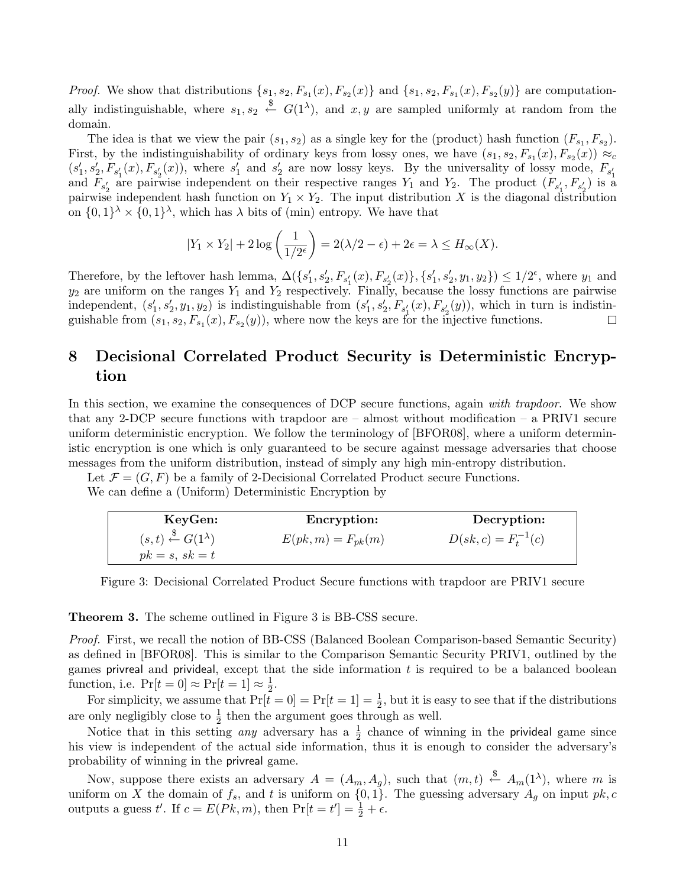*Proof.* We show that distributions $\{s_1, s_2, F_{s_1}(x), F_{s_2}(x)\}$ and $\{s_1, s_2, F_{s_1}(x), F_{s_2}(y)\}$ are computationally indistinguishable, where $s_1, s_2 \xleftarrow{\$} G(1^\lambda)$, and $x, y$ are sampled uniformly at random from the domain.

The idea is that we view the pair $(s_1, s_2)$ as a single key for the (product) hash function $(F_{s_1}, F_{s_2})$. First, by the indistinguishability of ordinary keys from lossy ones, we have $(s_1, s_2, F_{s_1}(x), F_{s_2}(x)) \approx_c (s_1', s_2', F_{s_1'}(x), F_{s_2'}(x))$, where $s_1'$ and $s_2'$ are now lossy keys. By the universality of lossy mode, $F_{s_1'}$ and $F_{s_2'}$ are pairwise independent on their respective ranges $Y_1$ and $Y_2$. The product $(F_{s_1'}, F_{s_2'})$ is a pairwise independent hash function on $Y_1 \times Y_2$. The input distribution $X$ is the diagonal distribution on $\{0,1\}^\lambda \times \{0,1\}^\lambda$, which has $\lambda$ bits of (min) entropy. We have that

$$|Y_1 \times Y_2| + 2\log\left(\frac{1}{1/2^\epsilon}\right) = 2(\lambda/2 - \epsilon) + 2\epsilon = \lambda \leq H_\infty(X).$$

Therefore, by the leftover hash lemma, $\Delta(\{s_1', s_2', F_{s_1'}(x), F_{s_2'}(x)\}, \{s_1', s_2', y_1, y_2\}) \leq 1/2^\epsilon$, where $y_1$ and $y_2$ are uniform on the ranges $Y_1$ and $Y_2$ respectively. Finally, because the lossy functions are pairwise independent, $(s_1', s_2', y_1, y_2)$ is indistinguishable from $(s_1', s_2', F_{s_1'}(x), F_{s_2'}(y))$, which in turn is indistinguishable from $(s_1, s_2, F_{s_1}(x), F_{s_2}(y))$, where now the keys are for the injective functions. $\square$

# 8 Decisional Correlated Product Security is Deterministic Encryption

In this section, we examine the consequences of DCP secure functions, again *with trapdoor*. We show that any 2-DCP secure functions with trapdoor are – almost without modification – a PRIV1 secure uniform deterministic encryption. We follow the terminology of [BFOR08], where a uniform deterministic encryption is one which is only guaranteed to be secure against message adversaries that choose messages from the uniform distribution, instead of simply any high min-entropy distribution.

Let $\mathcal{F} = (G, F)$ be a family of 2-Decisional Correlated Product secure Functions.

We can define a (Uniform) Deterministic Encryption by

| **KeyGen:** | **Encryption:** | **Decryption:** |
|---|---|---|
| $(s,t) \xleftarrow{\$} G(1^\lambda)$ <br> $pk = s$, $sk = t$ | $E(pk, m) = F_{pk}(m)$ | $D(sk, c) = F_t^{-1}(c)$ |

Figure 3: Decisional Correlated Product Secure functions with trapdoor are PRIV1 secure

**Theorem 3.** The scheme outlined in Figure 3 is BB-CSS secure.

*Proof.* First, we recall the notion of BB-CSS (Balanced Boolean Comparison-based Semantic Security) as defined in [BFOR08]. This is similar to the Comparison Semantic Security PRIV1, outlined by the games privreal and privideal, except that the side information $t$ is required to be a balanced boolean function, i.e. $\Pr[t = 0] \approx \Pr[t = 1] \approx \frac{1}{2}$.

For simplicity, we assume that $\Pr[t = 0] = \Pr[t = 1] = \frac{1}{2}$, but it is easy to see that if the distributions are only negligibly close to $\frac{1}{2}$ then the argument goes through as well.

Notice that in this setting *any* adversary has a $\frac{1}{2}$ chance of winning in the privideal game since his view is independent of the actual side information, thus it is enough to consider the adversary's probability of winning in the privreal game.

Now, suppose there exists an adversary $A = (A_m, A_g)$, such that $(m, t) \xleftarrow{\$} A_m(1^\lambda)$, where $m$ is uniform on $X$ the domain of $f_s$, and $t$ is uniform on $\{0,1\}$. The guessing adversary $A_g$ on input $pk, c$ outputs a guess $t'$. If $c = E(Pk, m)$, then $\Pr[t = t'] = \frac{1}{2} + \epsilon$.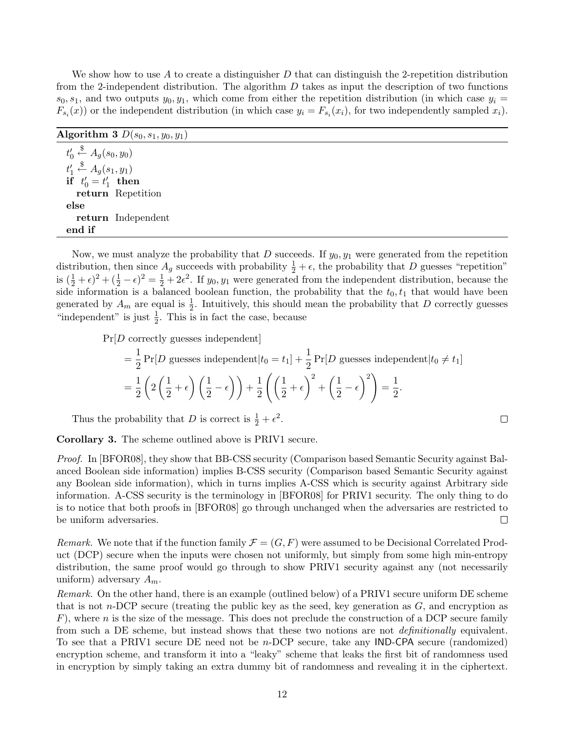We show how to use $A$ to create a distinguisher $D$ that can distinguish the 2-repetition distribution from the 2-independent distribution. The algorithm $D$ takes as input the description of two functions $s_0, s_1$, and two outputs $y_0, y_1$, which come from either the repetition distribution (in which case $y_i = F_{s_i}(x)$) or the independent distribution (in which case $y_i = F_{s_i}(x_i)$, for two independently sampled $x_i$).

**Algorithm 3** $D(s_0, s_1, y_0, y_1)$

```
t'_0 <-$ A_g(s_0, y_0)
t'_1 <-$ A_g(s_1, y_1)
if t'_0 = t'_1 then
    return Repetition
else
    return Independent
end if
```

Now, we must analyze the probability that $D$ succeeds. If $y_0, y_1$ were generated from the repetition distribution, then since $A_g$ succeeds with probability $\frac{1}{2} + \epsilon$, the probability that $D$ guesses "repetition" is $(\frac{1}{2} + \epsilon)^2 + (\frac{1}{2} - \epsilon)^2 = \frac{1}{2} + 2\epsilon^2$. If $y_0, y_1$ were generated from the independent distribution, because the side information is a balanced boolean function, the probability that the $t_0, t_1$ that would have been generated by $A_m$ are equal is $\frac{1}{2}$. Intuitively, this should mean the probability that $D$ correctly guesses "independent" is just $\frac{1}{2}$. This is in fact the case, because

$$
\begin{aligned}
&\Pr[D \text{ correctly guesses independent}] \\
&= \frac{1}{2}\Pr[D \text{ guesses independent}|t_0 = t_1] + \frac{1}{2}\Pr[D \text{ guesses independent}|t_0 \neq t_1] \\
&= \frac{1}{2}\left(2\left(\frac{1}{2}+\epsilon\right)\left(\frac{1}{2}-\epsilon\right)\right) + \frac{1}{2}\left(\left(\frac{1}{2}+\epsilon\right)^2 + \left(\frac{1}{2}-\epsilon\right)^2\right) = \frac{1}{2}.
\end{aligned}
$$

Thus the probability that $D$ is correct is $\frac{1}{2} + \epsilon^2$. □

**Corollary 3.** The scheme outlined above is PRIV1 secure.

*Proof.* In [BFOR08], they show that BB-CSS security (Comparison based Semantic Security against Balanced Boolean side information) implies B-CSS security (Comparison based Semantic Security against any Boolean side information), which in turns implies A-CSS which is security against Arbitrary side information. A-CSS security is the terminology in [BFOR08] for PRIV1 security. The only thing to do is to notice that both proofs in [BFOR08] go through unchanged when the adversaries are restricted to be uniform adversaries. □

*Remark.* We note that if the function family $\mathcal{F} = (G, F)$ were assumed to be Decisional Correlated Product (DCP) secure when the inputs were chosen not uniformly, but simply from some high min-entropy distribution, the same proof would go through to show PRIV1 security against any (not necessarily uniform) adversary $A_m$.

*Remark.* On the other hand, there is an example (outlined below) of a PRIV1 secure uniform DE scheme that is not $n$-DCP secure (treating the public key as the seed, key generation as $G$, and encryption as $F$), where $n$ is the size of the message. This does not preclude the construction of a DCP secure family from such a DE scheme, but instead shows that these two notions are not *definitionally* equivalent. To see that a PRIV1 secure DE need not be $n$-DCP secure, take any IND-CPA secure (randomized) encryption scheme, and transform it into a "leaky" scheme that leaks the first bit of randomness used in encryption by simply taking an extra dummy bit of randomness and revealing it in the ciphertext.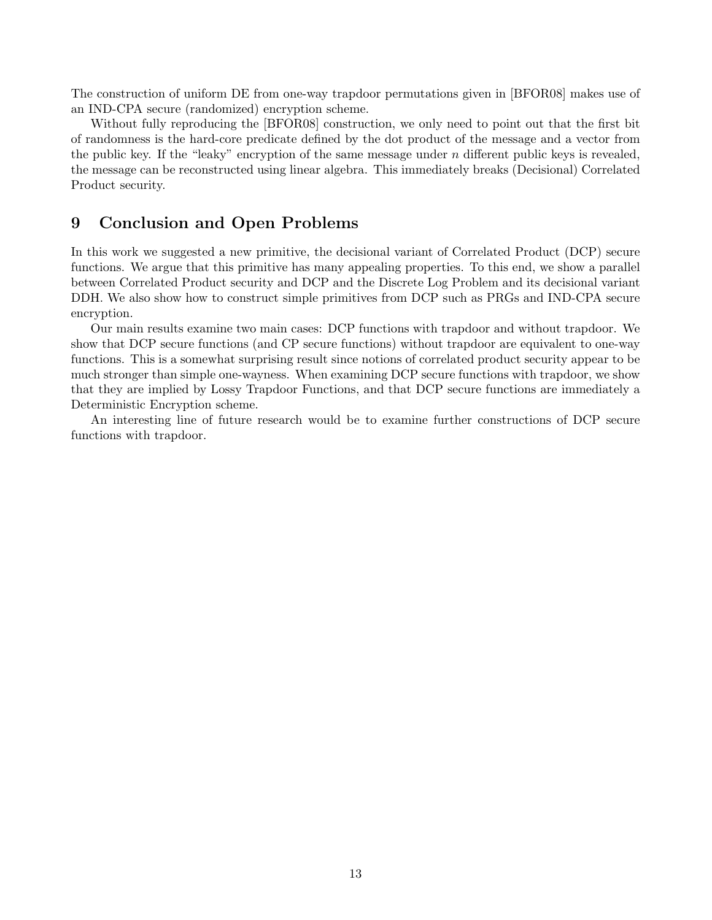The construction of uniform DE from one-way trapdoor permutations given in [BFOR08] makes use of an IND-CPA secure (randomized) encryption scheme.

Without fully reproducing the [BFOR08] construction, we only need to point out that the first bit of randomness is the hard-core predicate defined by the dot product of the message and a vector from the public key. If the "leaky" encryption of the same message under $n$ different public keys is revealed, the message can be reconstructed using linear algebra. This immediately breaks (Decisional) Correlated Product security.

## 9 Conclusion and Open Problems

In this work we suggested a new primitive, the decisional variant of Correlated Product (DCP) secure functions. We argue that this primitive has many appealing properties. To this end, we show a parallel between Correlated Product security and DCP and the Discrete Log Problem and its decisional variant DDH. We also show how to construct simple primitives from DCP such as PRGs and IND-CPA secure encryption.

Our main results examine two main cases: DCP functions with trapdoor and without trapdoor. We show that DCP secure functions (and CP secure functions) without trapdoor are equivalent to one-way functions. This is a somewhat surprising result since notions of correlated product security appear to be much stronger than simple one-wayness. When examining DCP secure functions with trapdoor, we show that they are implied by Lossy Trapdoor Functions, and that DCP secure functions are immediately a Deterministic Encryption scheme.

An interesting line of future research would be to examine further constructions of DCP secure functions with trapdoor.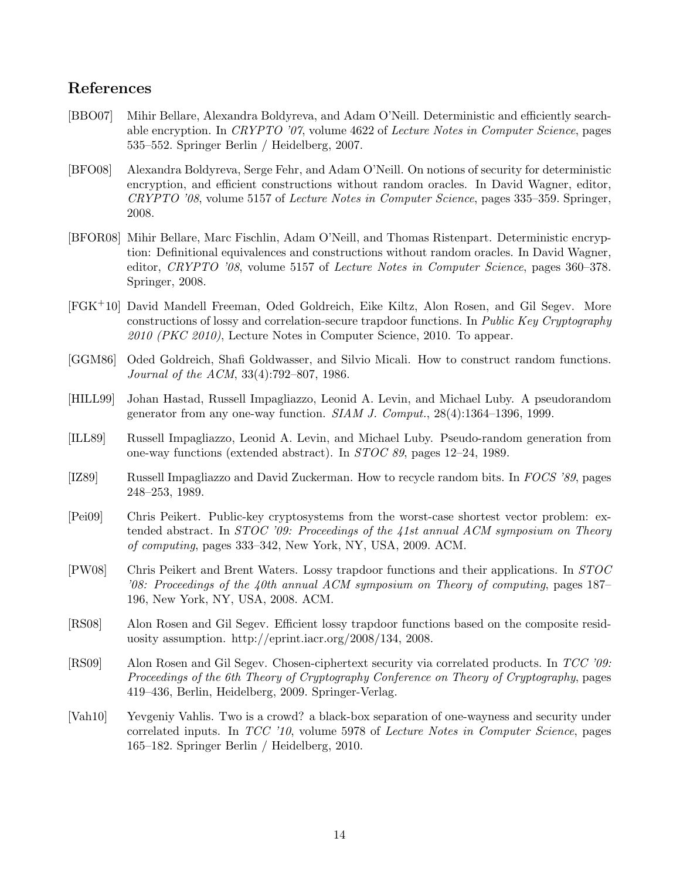## References

[BBO07] Mihir Bellare, Alexandra Boldyreva, and Adam O'Neill. Deterministic and efficiently searchable encryption. In *CRYPTO '07*, volume 4622 of *Lecture Notes in Computer Science*, pages 535–552. Springer Berlin / Heidelberg, 2007.

[BFO08] Alexandra Boldyreva, Serge Fehr, and Adam O'Neill. On notions of security for deterministic encryption, and efficient constructions without random oracles. In David Wagner, editor, *CRYPTO '08*, volume 5157 of *Lecture Notes in Computer Science*, pages 335–359. Springer, 2008.

[BFOR08] Mihir Bellare, Marc Fischlin, Adam O'Neill, and Thomas Ristenpart. Deterministic encryption: Definitional equivalences and constructions without random oracles. In David Wagner, editor, *CRYPTO '08*, volume 5157 of *Lecture Notes in Computer Science*, pages 360–378. Springer, 2008.

[FGK+10] David Mandell Freeman, Oded Goldreich, Eike Kiltz, Alon Rosen, and Gil Segev. More constructions of lossy and correlation-secure trapdoor functions. In *Public Key Cryptography 2010 (PKC 2010)*, Lecture Notes in Computer Science, 2010. To appear.

[GGM86] Oded Goldreich, Shafi Goldwasser, and Silvio Micali. How to construct random functions. *Journal of the ACM*, 33(4):792–807, 1986.

[HILL99] Johan Hastad, Russell Impagliazzo, Leonid A. Levin, and Michael Luby. A pseudorandom generator from any one-way function. *SIAM J. Comput.*, 28(4):1364–1396, 1999.

[ILL89] Russell Impagliazzo, Leonid A. Levin, and Michael Luby. Pseudo-random generation from one-way functions (extended abstract). In *STOC 89*, pages 12–24, 1989.

[IZ89] Russell Impagliazzo and David Zuckerman. How to recycle random bits. In *FOCS '89*, pages 248–253, 1989.

[Pei09] Chris Peikert. Public-key cryptosystems from the worst-case shortest vector problem: extended abstract. In *STOC '09: Proceedings of the 41st annual ACM symposium on Theory of computing*, pages 333–342, New York, NY, USA, 2009. ACM.

[PW08] Chris Peikert and Brent Waters. Lossy trapdoor functions and their applications. In *STOC '08: Proceedings of the 40th annual ACM symposium on Theory of computing*, pages 187–196, New York, NY, USA, 2008. ACM.

[RS08] Alon Rosen and Gil Segev. Efficient lossy trapdoor functions based on the composite residuosity assumption. http://eprint.iacr.org/2008/134, 2008.

[RS09] Alon Rosen and Gil Segev. Chosen-ciphertext security via correlated products. In *TCC '09: Proceedings of the 6th Theory of Cryptography Conference on Theory of Cryptography*, pages 419–436, Berlin, Heidelberg, 2009. Springer-Verlag.

[Vah10] Yevgeniy Vahlis. Two is a crowd? a black-box separation of one-wayness and security under correlated inputs. In *TCC '10*, volume 5978 of *Lecture Notes in Computer Science*, pages 165–182. Springer Berlin / Heidelberg, 2010.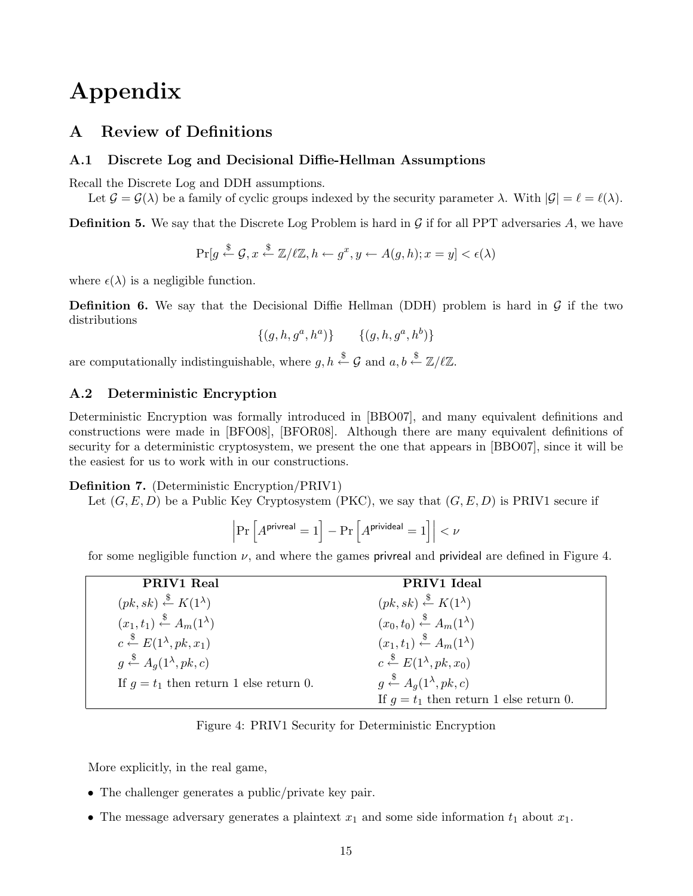# Appendix

## A Review of Definitions

### A.1 Discrete Log and Decisional Diffie-Hellman Assumptions

Recall the Discrete Log and DDH assumptions.

Let $\mathcal{G} = \mathcal{G}(\lambda)$ be a family of cyclic groups indexed by the security parameter $\lambda$. With $|\mathcal{G}| = \ell = \ell(\lambda)$.

**Definition 5.** We say that the Discrete Log Problem is hard in $\mathcal{G}$ if for all PPT adversaries $A$, we have

$$\Pr[g \stackrel{\$}{\leftarrow} \mathcal{G}, x \stackrel{\$}{\leftarrow} \mathbb{Z}/\ell\mathbb{Z}, h \leftarrow g^x, y \leftarrow A(g, h); x = y] < \epsilon(\lambda)$$

where $\epsilon(\lambda)$ is a negligible function.

**Definition 6.** We say that the Decisional Diffie Hellman (DDH) problem is hard in $\mathcal{G}$ if the two distributions

$$\{(g, h, g^a, h^a)\} \qquad \{(g, h, g^a, h^b)\}$$

are computationally indistinguishable, where $g, h \stackrel{\$}{\leftarrow} \mathcal{G}$ and $a, b \stackrel{\$}{\leftarrow} \mathbb{Z}/\ell\mathbb{Z}$.

### A.2 Deterministic Encryption

Deterministic Encryption was formally introduced in [BBO07], and many equivalent definitions and constructions were made in [BFO08], [BFOR08]. Although there are many equivalent definitions of security for a deterministic cryptosystem, we present the one that appears in [BBO07], since it will be the easiest for us to work with in our constructions.

**Definition 7.** (Deterministic Encryption/PRIV1)

Let $(G, E, D)$ be a Public Key Cryptosystem (PKC), we say that $(G, E, D)$ is PRIV1 secure if

$$\left| \Pr\left[A^{\mathsf{privreal}} = 1\right] - \Pr\left[A^{\mathsf{privideal}} = 1\right] \right| < \nu$$

for some negligible function $\nu$, and where the games privreal and privideal are defined in Figure 4.

| **PRIV1 Real** | **PRIV1 Ideal** |
|---|---|
| $(pk, sk) \stackrel{\$}{\leftarrow} K(1^\lambda)$ | $(pk, sk) \stackrel{\$}{\leftarrow} K(1^\lambda)$ |
| $(x_1, t_1) \stackrel{\$}{\leftarrow} A_m(1^\lambda)$ | $(x_0, t_0) \stackrel{\$}{\leftarrow} A_m(1^\lambda)$ |
| $c \stackrel{\$}{\leftarrow} E(1^\lambda, pk, x_1)$ | $(x_1, t_1) \stackrel{\$}{\leftarrow} A_m(1^\lambda)$ |
| $g \stackrel{\$}{\leftarrow} A_g(1^\lambda, pk, c)$ | $c \stackrel{\$}{\leftarrow} E(1^\lambda, pk, x_0)$ |
| If $g = t_1$ then return 1 else return 0. | $g \stackrel{\$}{\leftarrow} A_g(1^\lambda, pk, c)$ |
| | If $g = t_1$ then return 1 else return 0. |

Figure 4: PRIV1 Security for Deterministic Encryption

More explicitly, in the real game,

- The challenger generates a public/private key pair.
- The message adversary generates a plaintext $x_1$ and some side information $t_1$ about $x_1$.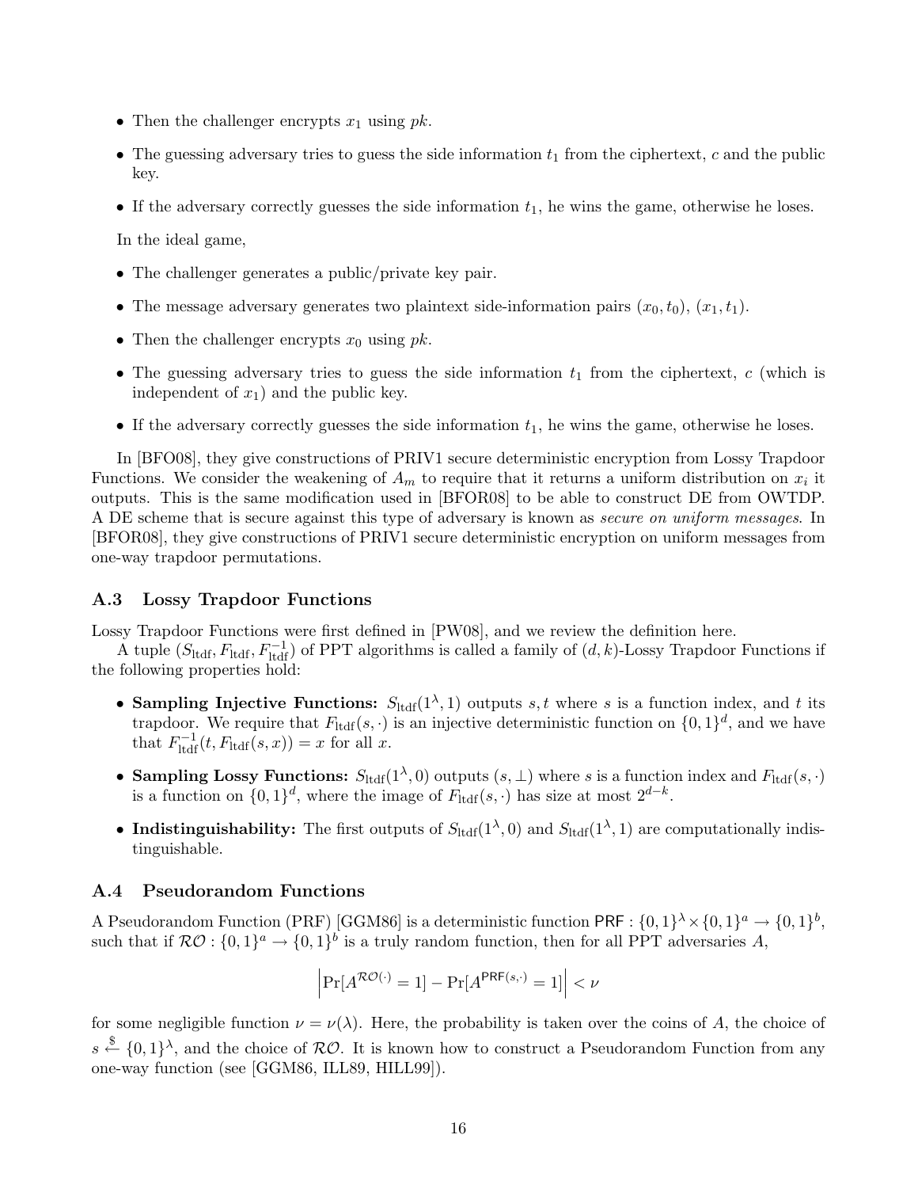- Then the challenger encrypts $x_1$ using $pk$.
- The guessing adversary tries to guess the side information $t_1$ from the ciphertext, $c$ and the public key.
- If the adversary correctly guesses the side information $t_1$, he wins the game, otherwise he loses.

In the ideal game,

- The challenger generates a public/private key pair.
- The message adversary generates two plaintext side-information pairs $(x_0, t_0)$, $(x_1, t_1)$.
- Then the challenger encrypts $x_0$ using $pk$.
- The guessing adversary tries to guess the side information $t_1$ from the ciphertext, $c$ (which is independent of $x_1$) and the public key.
- If the adversary correctly guesses the side information $t_1$, he wins the game, otherwise he loses.

In [BFO08], they give constructions of PRIV1 secure deterministic encryption from Lossy Trapdoor Functions. We consider the weakening of $A_m$ to require that it returns a uniform distribution on $x_i$ it outputs. This is the same modification used in [BFOR08] to be able to construct DE from OWTDP. A DE scheme that is secure against this type of adversary is known as *secure on uniform messages*. In [BFOR08], they give constructions of PRIV1 secure deterministic encryption on uniform messages from one-way trapdoor permutations.

### A.3 Lossy Trapdoor Functions

Lossy Trapdoor Functions were first defined in [PW08], and we review the definition here.

A tuple $(S_{\text{ltdf}}, F_{\text{ltdf}}, F_{\text{ltdf}}^{-1})$ of PPT algorithms is called a family of $(d, k)$-Lossy Trapdoor Functions if the following properties hold:

- **Sampling Injective Functions:** $S_{\text{ltdf}}(1^\lambda, 1)$ outputs $s, t$ where $s$ is a function index, and $t$ its trapdoor. We require that $F_{\text{ltdf}}(s, \cdot)$ is an injective deterministic function on $\{0,1\}^d$, and we have that $F_{\text{ltdf}}^{-1}(t, F_{\text{ltdf}}(s, x)) = x$ for all $x$.
- **Sampling Lossy Functions:** $S_{\text{ltdf}}(1^\lambda, 0)$ outputs $(s, \perp)$ where $s$ is a function index and $F_{\text{ltdf}}(s, \cdot)$ is a function on $\{0,1\}^d$, where the image of $F_{\text{ltdf}}(s, \cdot)$ has size at most $2^{d-k}$.
- **Indistinguishability:** The first outputs of $S_{\text{ltdf}}(1^\lambda, 0)$ and $S_{\text{ltdf}}(1^\lambda, 1)$ are computationally indistinguishable.

### A.4 Pseudorandom Functions

A Pseudorandom Function (PRF) [GGM86] is a deterministic function $\mathsf{PRF} : \{0,1\}^\lambda \times \{0,1\}^a \to \{0,1\}^b$, such that if $\mathcal{RO} : \{0,1\}^a \to \{0,1\}^b$ is a truly random function, then for all PPT adversaries $A$,

$$\left|\Pr[A^{\mathcal{RO}(\cdot)} = 1] - \Pr[A^{\mathsf{PRF}(s,\cdot)} = 1]\right| < \nu$$

for some negligible function $\nu = \nu(\lambda)$. Here, the probability is taken over the coins of $A$, the choice of $s \xleftarrow{\$} \{0,1\}^\lambda$, and the choice of $\mathcal{RO}$. It is known how to construct a Pseudorandom Function from any one-way function (see [GGM86, ILL89, HILL99]).